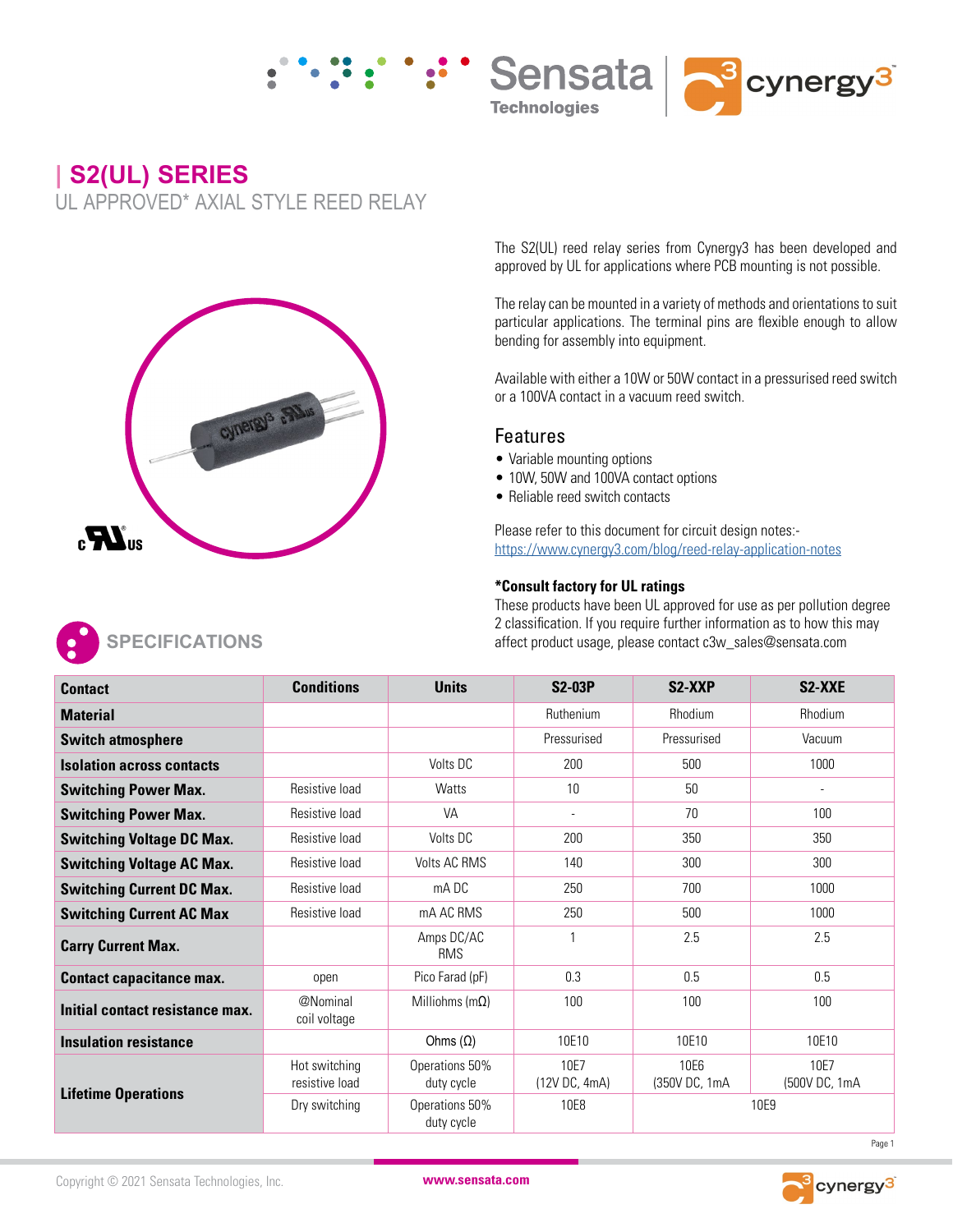# | S2(UL) SERIES

## UL APPROVED* AXIAL STYLE REED RELAY

The S2(UL) reed relay series from Cynergy3 has been developed and approved by UL for applications where PCB mounting is not possible.

The relay can be mounted in a variety of methods and orientations to suit particular applications. The terminal pins are flexible enough to allow bending for assembly into equipment.

Available with either a 10W or 50W contact in a pressurised reed switch or a 100VA contact in a vacuum reed switch.

### Features

- Variable mounting options
- 10W, 50W and 100VA contact options
- Reliable reed switch contacts

Please refer to this document for circuit design notes:-
https://www.cynergy3.com/blog/reed-relay-application-notes

**\*Consult factory for UL ratings**

These products have been UL approved for use as per pollution degree 2 classification. If you require further information as to how this may affect product usage, please contact c3w_sales@sensata.com

## SPECIFICATIONS

| Contact | Conditions | Units | S2-03P | S2-XXP | S2-XXE |
|---|---|---|---|---|---|
| **Material** | | | Ruthenium | Rhodium | Rhodium |
| **Switch atmosphere** | | | Pressurised | Pressurised | Vacuum |
| **Isolation across contacts** | | Volts DC | 200 | 500 | 1000 |
| **Switching Power Max.** | Resistive load | Watts | 10 | 50 | - |
| **Switching Power Max.** | Resistive load | VA | - | 70 | 100 |
| **Switching Voltage DC Max.** | Resistive load | Volts DC | 200 | 350 | 350 |
| **Switching Voltage AC Max.** | Resistive load | Volts AC RMS | 140 | 300 | 300 |
| **Switching Current DC Max.** | Resistive load | mA DC | 250 | 700 | 1000 |
| **Switching Current AC Max** | Resistive load | mA AC RMS | 250 | 500 | 1000 |
| **Carry Current Max.** | | Amps DC/AC RMS | 1 | 2.5 | 2.5 |
| **Contact capacitance max.** | open | Pico Farad (pF) | 0.3 | 0.5 | 0.5 |
| **Initial contact resistance max.** | @Nominal coil voltage | Milliohms (mΩ) | 100 | 100 | 100 |
| **Insulation resistance** | | Ohms (Ω) | 10E10 | 10E10 | 10E10 |
| **Lifetime Operations** | Hot switching resistive load | Operations 50% duty cycle | 10E7 (12V DC, 4mA) | 10E6 (350V DC, 1mA | 10E7 (500V DC, 1mA |
| | Dry switching | Operations 50% duty cycle | 10E8 | 10E9 | |

Copyright © 2021 Sensata Technologies, Inc. www.sensata.com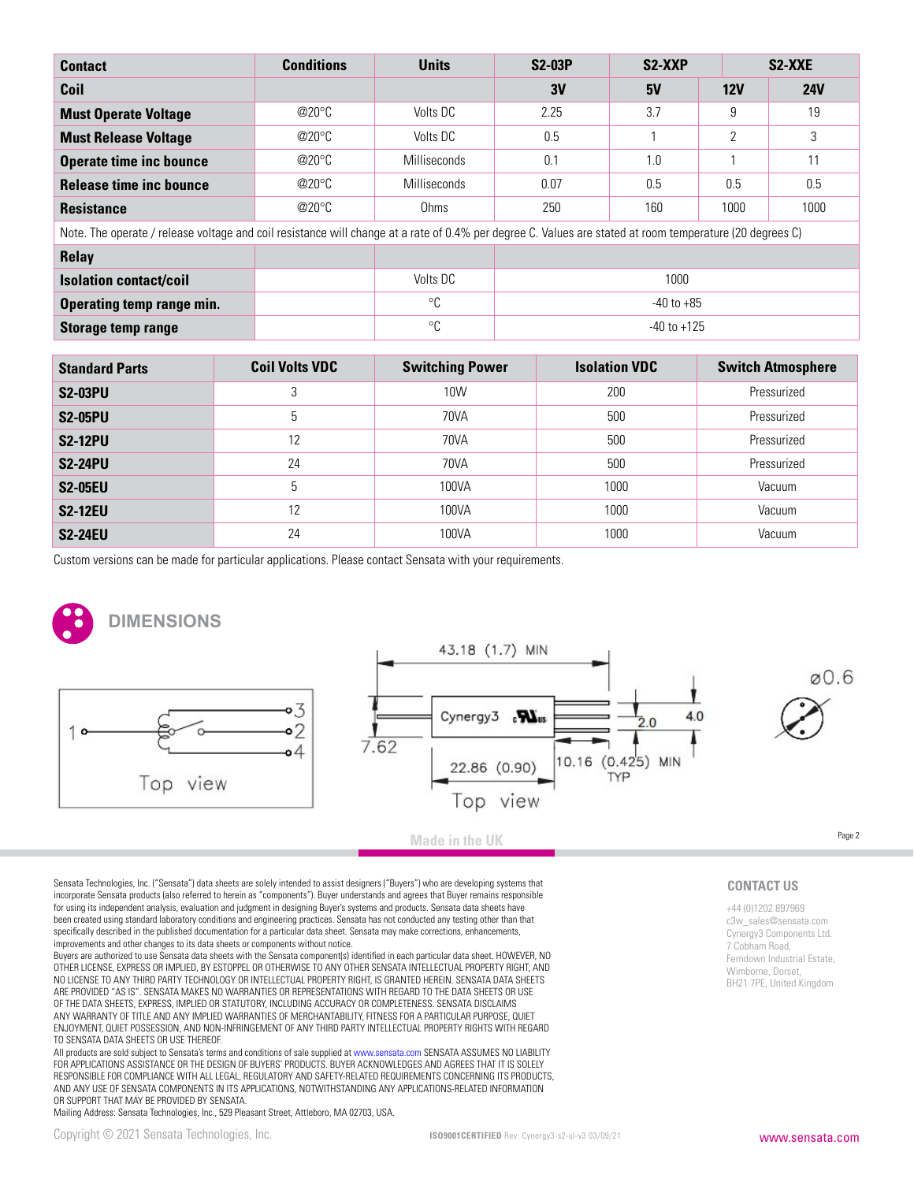| Contact | Conditions | Units | S2-03P | S2-XXP | S2-XXE | |
|---|---|---|---|---|---|---|
| **Coil** | | | **3V** | **5V** | **12V** | **24V** |
| **Must Operate Voltage** | @20°C | Volts DC | 2.25 | 3.7 | 9 | 19 |
| **Must Release Voltage** | @20°C | Volts DC | 0.5 | 1 | 2 | 3 |
| **Operate time inc bounce** | @20°C | Milliseconds | 0.1 | 1.0 | 1 | 11 |
| **Release time inc bounce** | @20°C | Milliseconds | 0.07 | 0.5 | 0.5 | 0.5 |
| **Resistance** | @20°C | Ohms | 250 | 160 | 1000 | 1000 |
| Note. The operate / release voltage and coil resistance will change at a rate of 0.4% per degree C. Values are stated at room temperature (20 degrees C) | | | | | | |
| **Relay** | | | | | | |
| **Isolation contact/coil** | | Volts DC | 1000 | | | |
| **Operating temp range min.** | | °C | -40 to +85 | | | |
| **Storage temp range** | | °C | -40 to +125 | | | |

| Standard Parts | Coil Volts VDC | Switching Power | Isolation VDC | Switch Atmosphere |
|---|---|---|---|---|
| **S2-03PU** | 3 | 10W | 200 | Pressurized |
| **S2-05PU** | 5 | 70VA | 500 | Pressurized |
| **S2-12PU** | 12 | 70VA | 500 | Pressurized |
| **S2-24PU** | 24 | 70VA | 500 | Pressurized |
| **S2-05EU** | 5 | 100VA | 1000 | Vacuum |
| **S2-12EU** | 12 | 100VA | 1000 | Vacuum |
| **S2-24EU** | 24 | 100VA | 1000 | Vacuum |

Custom versions can be made for particular applications. Please contact Sensata with your requirements.

## DIMENSIONS

1 3 2 4

Top view

43.18 (1.7) MIN

Cynergy3

7.62

2.0

4.0

22.86 (0.90)

10.16 (0.425) MIN TYP

Top view

ø0.6

Made in the UK

Sensata Technologies, Inc. ("Sensata") data sheets are solely intended to assist designers ("Buyers") who are developing systems that incorporate Sensata products (also referred to herein as "components"). Buyer understands and agrees that Buyer remains responsible for using its independent analysis, evaluation and judgment in designing Buyer's systems and products. Sensata data sheets have been created using standard laboratory conditions and engineering practices. Sensata has not conducted any testing other than that specifically described in the published documentation for a particular data sheet. Sensata may make corrections, enhancements, improvements and other changes to its data sheets or components without notice.

Buyers are authorized to use Sensata data sheets with the Sensata component(s) identified in each particular data sheet. HOWEVER, NO OTHER LICENSE, EXPRESS OR IMPLIED, BY ESTOPPEL OR OTHERWISE TO ANY OTHER SENSATA INTELLECTUAL PROPERTY RIGHT, AND NO LICENSE TO ANY THIRD PARTY TECHNOLOGY OR INTELLECTUAL PROPERTY RIGHT, IS GRANTED HEREIN. SENSATA DATA SHEETS ARE PROVIDED "AS IS". SENSATA MAKES NO WARRANTIES OR REPRESENTATIONS WITH REGARD TO THE DATA SHEETS OR USE OF THE DATA SHEETS, EXPRESS, IMPLIED OR STATUTORY, INCLUDING ACCURACY OR COMPLETENESS. SENSATA DISCLAIMS ANY WARRANTY OF TITLE AND ANY IMPLIED WARRANTIES OF MERCHANTABILITY, FITNESS FOR A PARTICULAR PURPOSE, QUIET ENJOYMENT, QUIET POSSESSION, AND NON-INFRINGEMENT OF ANY THIRD PARTY INTELLECTUAL PROPERTY RIGHTS WITH REGARD TO SENSATA DATA SHEETS OR USE THEREOF.

All products are sold subject to Sensata's terms and conditions of sale supplied at www.sensata.com SENSATA ASSUMES NO LIABILITY FOR APPLICATIONS ASSISTANCE OR THE DESIGN OF BUYERS' PRODUCTS. BUYER ACKNOWLEDGES AND AGREES THAT IT IS SOLELY RESPONSIBLE FOR COMPLIANCE WITH ALL LEGAL, REGULATORY AND SAFETY-RELATED REQUIREMENTS CONCERNING ITS PRODUCTS, AND ANY USE OF SENSATA COMPONENTS IN ITS APPLICATIONS, NOTWITHSTANDING ANY APPLICATIONS-RELATED INFORMATION OR SUPPORT THAT MAY BE PROVIDED BY SENSATA.

Mailing Address: Sensata Technologies, Inc., 529 Pleasant Street, Attleboro, MA 02703, USA.

### CONTACT US

+44 (0)1202 897969
c3w_sales@sensata.com
Cynergy3 Components Ltd.
7 Cobham Road,
Ferndown Industrial Estate,
Wimborne, Dorset,
BH21 7PE, United Kingdom

Copyright © 2021 Sensata Technologies, Inc.

ISO9001CERTIFIED Rev: Cynergy3-s2-ul-v3 03/09/21

www.sensata.com